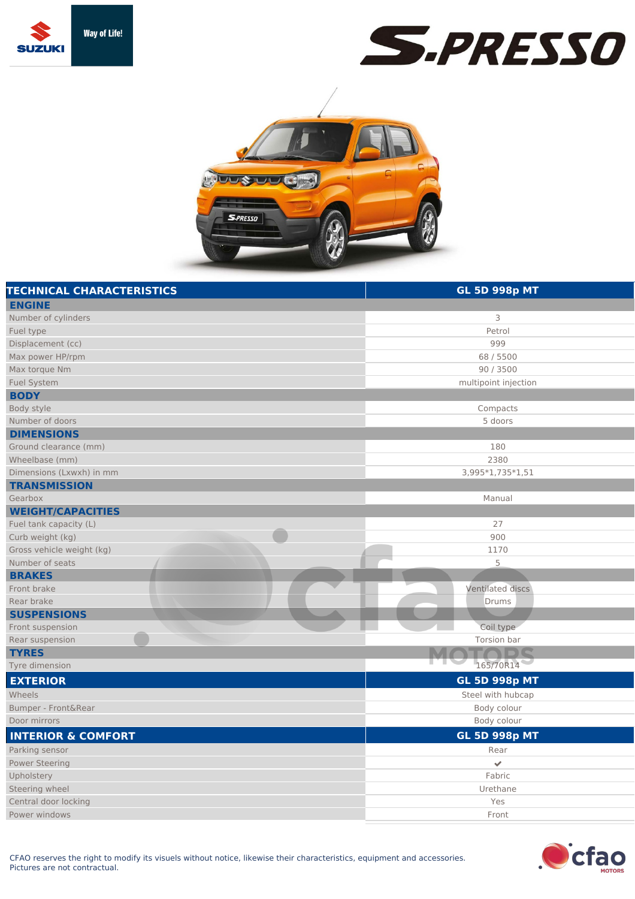# S-PRESSO

| TECHNICAL CHARACTERISTICS | GL 5D 998p MT |
|---|---|
| **ENGINE** | |
| Number of cylinders | 3 |
| Fuel type | Petrol |
| Displacement (cc) | 999 |
| Max power HP/rpm | 68 / 5500 |
| Max torque Nm | 90 / 3500 |
| Fuel System | multipoint injection |
| **BODY** | |
| Body style | Compacts |
| Number of doors | 5 doors |
| **DIMENSIONS** | |
| Ground clearance (mm) | 180 |
| Wheelbase (mm) | 2380 |
| Dimensions (Lxwxh) in mm | 3,995*1,735*1,51 |
| **TRANSMISSION** | |
| Gearbox | Manual |
| **WEIGHT/CAPACITIES** | |
| Fuel tank capacity (L) | 27 |
| Curb weight (kg) | 900 |
| Gross vehicle weight (kg) | 1170 |
| Number of seats | 5 |
| **BRAKES** | |
| Front brake | Ventilated discs |
| Rear brake | Drums |
| **SUSPENSIONS** | |
| Front suspension | Coil type |
| Rear suspension | Torsion bar |
| **TYRES** | |
| Tyre dimension | 165/70R14 |

| EXTERIOR | GL 5D 998p MT |
|---|---|
| Wheels | Steel with hubcap |
| Bumper - Front&Rear | Body colour |
| Door mirrors | Body colour |

| INTERIOR & COMFORT | GL 5D 998p MT |
|---|---|
| Parking sensor | Rear |
| Power Steering | ✔ |
| Upholstery | Fabric |
| Steering wheel | Urethane |
| Central door locking | Yes |
| Power windows | Front |

CFAO reserves the right to modify its visuels without notice, likewise their characteristics, equipment and accessories.
Pictures are not contractual.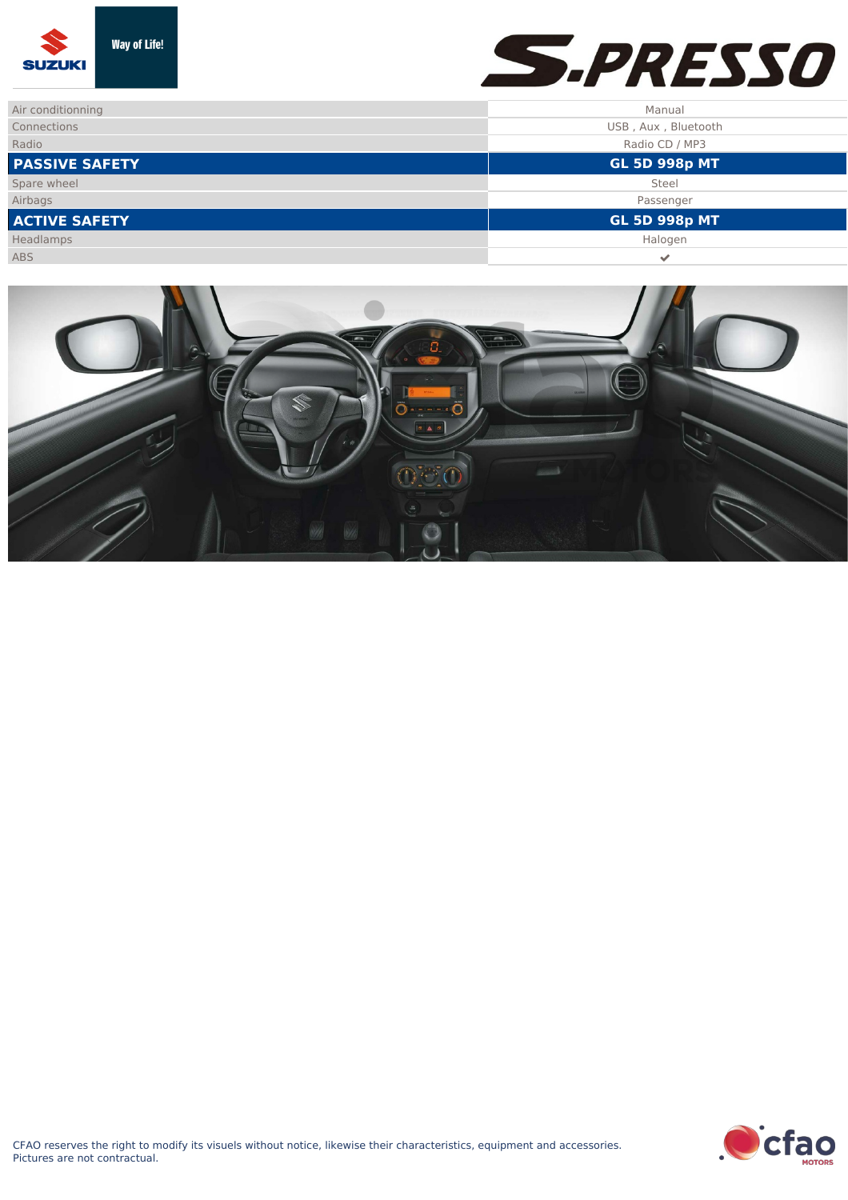| | |
|---|---|
| Air conditionning | Manual |
| Connections | USB , Aux , Bluetooth |
| Radio | Radio CD / MP3 |
| **PASSIVE SAFETY** | **GL 5D 998p MT** |
| Spare wheel | Steel |
| Airbags | Passenger |
| **ACTIVE SAFETY** | **GL 5D 998p MT** |
| Headlamps | Halogen |
| ABS | ✔ |

CFAO reserves the right to modify its visuals without notice, likewise their characteristics, equipment and accessories.
Pictures are not contractual.